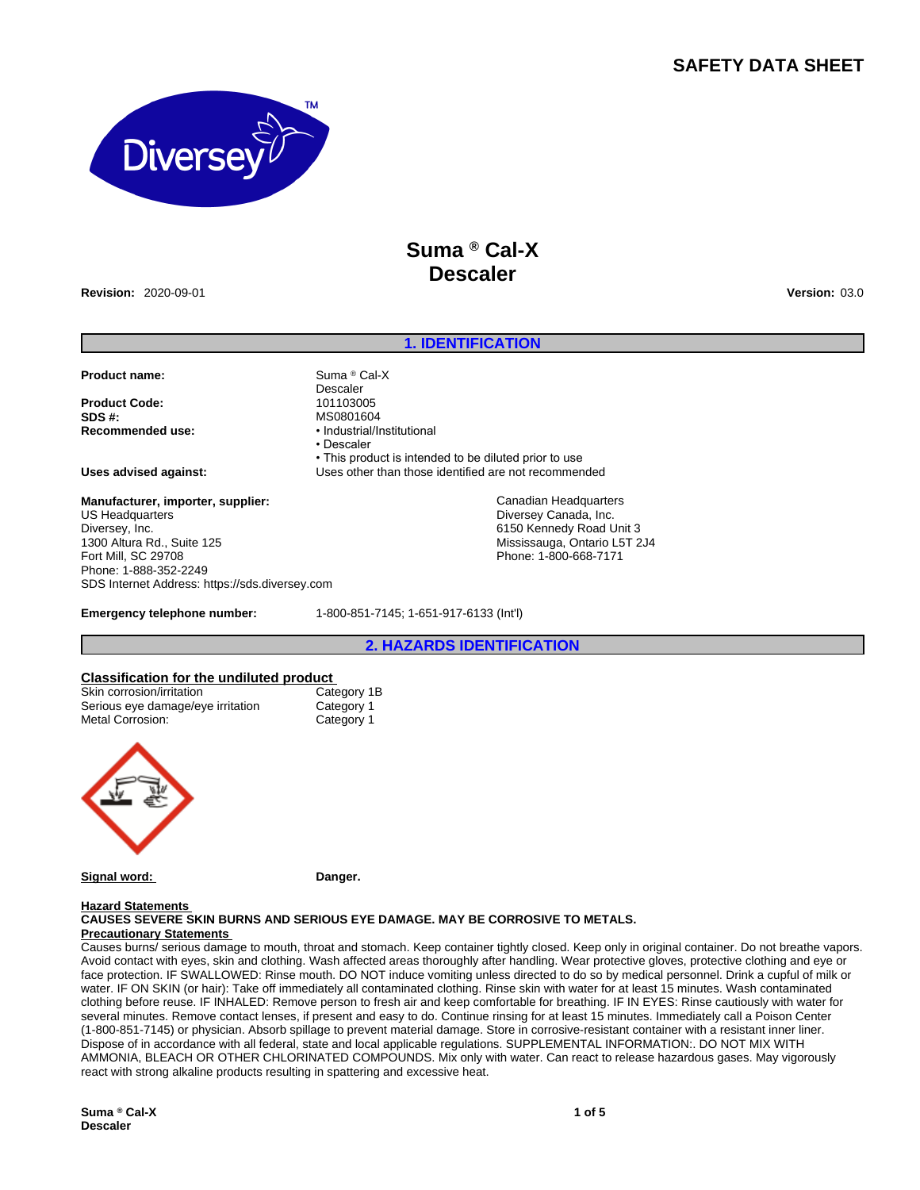# SAFETY DATA SHEET

## Suma ® Cal-X Descaler

**Revision:** 2020-09-01 **Version:** 03.0

## 1. IDENTIFICATION

**Product name:** Suma ® Cal-X Descaler

**Product Code:** 101103005

**SDS #:** MS0801604

**Recommended use:**
- Industrial/Institutional
- Descaler
- This product is intended to be diluted prior to use

**Uses advised against:** Uses other than those identified are not recommended

**Manufacturer, importer, supplier:**

US Headquarters
Diversey, Inc.
1300 Altura Rd., Suite 125
Fort Mill, SC 29708
Phone: 1-888-352-2249
SDS Internet Address: https://sds.diversey.com

Canadian Headquarters
Diversey Canada, Inc.
6150 Kennedy Road Unit 3
Mississauga, Ontario L5T 2J4
Phone: 1-800-668-7171

**Emergency telephone number:** 1-800-851-7145; 1-651-917-6133 (Int'l)

## 2. HAZARDS IDENTIFICATION

### Classification for the undiluted product

| | |
|---|---|
| Skin corrosion/irritation | Category 1B |
| Serious eye damage/eye irritation | Category 1 |
| Metal Corrosion: | Category 1 |

**Signal word:** **Danger.**

**Hazard Statements**

**CAUSES SEVERE SKIN BURNS AND SERIOUS EYE DAMAGE. MAY BE CORROSIVE TO METALS.**

**Precautionary Statements**

Causes burns/ serious damage to mouth, throat and stomach. Keep container tightly closed. Keep only in original container. Do not breathe vapors. Avoid contact with eyes, skin and clothing. Wash affected areas thoroughly after handling. Wear protective gloves, protective clothing and eye or face protection. IF SWALLOWED: Rinse mouth. DO NOT induce vomiting unless directed to do so by medical personnel. Drink a cupful of milk or water. IF ON SKIN (or hair): Take off immediately all contaminated clothing. Rinse skin with water for at least 15 minutes. Wash contaminated clothing before reuse. IF INHALED: Remove person to fresh air and keep comfortable for breathing. IF IN EYES: Rinse cautiously with water for several minutes. Remove contact lenses, if present and easy to do. Continue rinsing for at least 15 minutes. Immediately call a Poison Center (1-800-851-7145) or physician. Absorb spillage to prevent material damage. Store in corrosive-resistant container with a resistant inner liner. Dispose of in accordance with all federal, state and local applicable regulations. SUPPLEMENTAL INFORMATION:. DO NOT MIX WITH AMMONIA, BLEACH OR OTHER CHLORINATED COMPOUNDS. Mix only with water. Can react to release hazardous gases. May vigorously react with strong alkaline products resulting in spattering and excessive heat.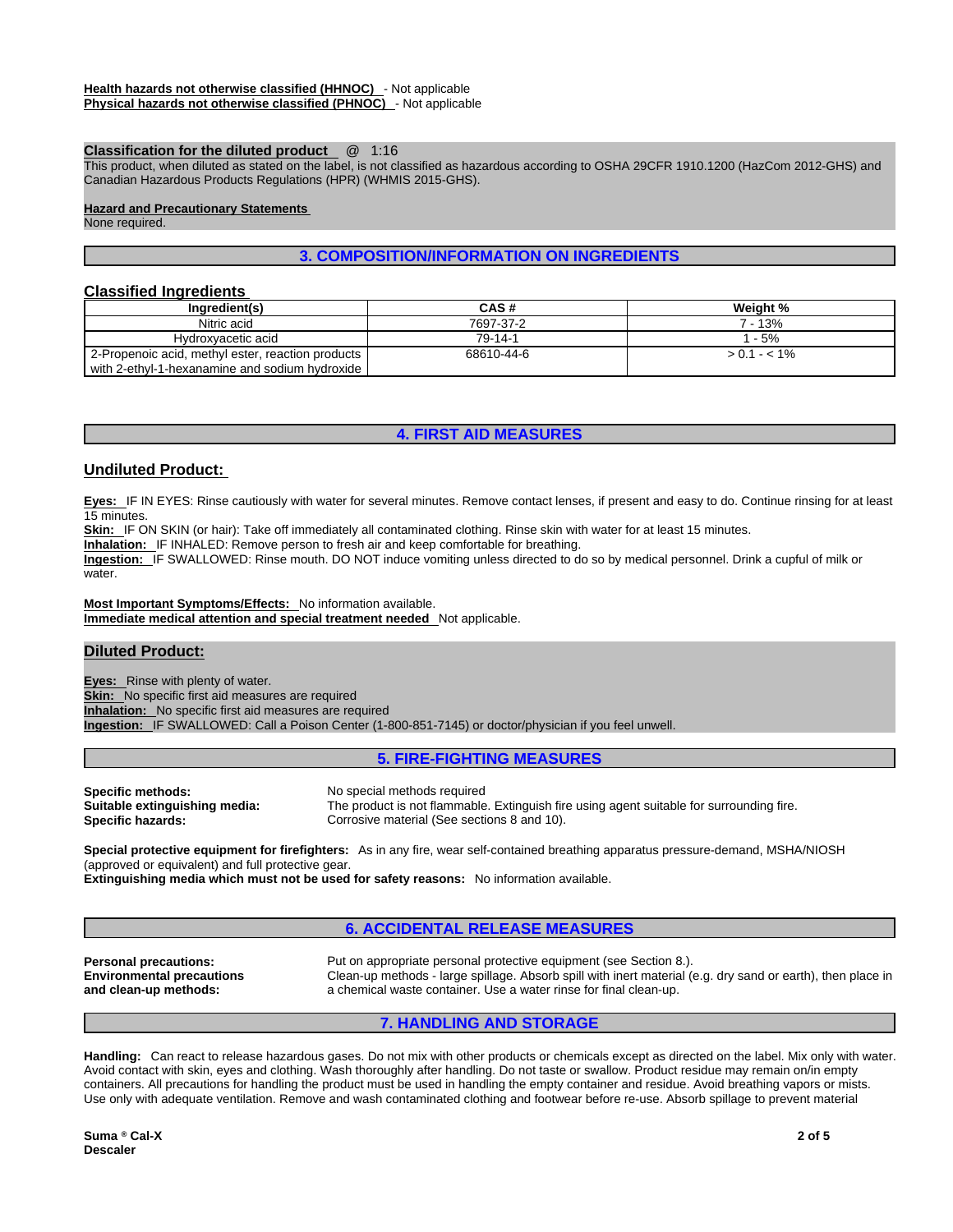**Health hazards not otherwise classified (HHNOC)** - Not applicable
**Physical hazards not otherwise classified (PHNOC)** - Not applicable

**Classification for the diluted product** @ 1:16
This product, when diluted as stated on the label, is not classified as hazardous according to OSHA 29CFR 1910.1200 (HazCom 2012-GHS) and Canadian Hazardous Products Regulations (HPR) (WHMIS 2015-GHS).

**Hazard and Precautionary Statements**
None required.

## 3. COMPOSITION/INFORMATION ON INGREDIENTS

### Classified Ingredients

| Ingredient(s) | CAS # | Weight % |
|---|---|---|
| Nitric acid | 7697-37-2 | 7 - 13% |
| Hydroxyacetic acid | 79-14-1 | 1 - 5% |
| 2-Propenoic acid, methyl ester, reaction products with 2-ethyl-1-hexanamine and sodium hydroxide | 68610-44-6 | > 0.1 - < 1% |

## 4. FIRST AID MEASURES

### Undiluted Product:

**Eyes:** IF IN EYES: Rinse cautiously with water for several minutes. Remove contact lenses, if present and easy to do. Continue rinsing for at least 15 minutes.
**Skin:** IF ON SKIN (or hair): Take off immediately all contaminated clothing. Rinse skin with water for at least 15 minutes.
**Inhalation:** IF INHALED: Remove person to fresh air and keep comfortable for breathing.
**Ingestion:** IF SWALLOWED: Rinse mouth. DO NOT induce vomiting unless directed to do so by medical personnel. Drink a cupful of milk or water.

**Most Important Symptoms/Effects:** No information available.
**Immediate medical attention and special treatment needed** Not applicable.

### Diluted Product:

**Eyes:** Rinse with plenty of water.
**Skin:** No specific first aid measures are required
**Inhalation:** No specific first aid measures are required
**Ingestion:** IF SWALLOWED: Call a Poison Center (1-800-851-7145) or doctor/physician if you feel unwell.

## 5. FIRE-FIGHTING MEASURES

**Specific methods:** No special methods required
**Suitable extinguishing media:** The product is not flammable. Extinguish fire using agent suitable for surrounding fire.
**Specific hazards:** Corrosive material (See sections 8 and 10).

**Special protective equipment for firefighters:** As in any fire, wear self-contained breathing apparatus pressure-demand, MSHA/NIOSH (approved or equivalent) and full protective gear.
**Extinguishing media which must not be used for safety reasons:** No information available.

## 6. ACCIDENTAL RELEASE MEASURES

**Personal precautions:** Put on appropriate personal protective equipment (see Section 8.).
**Environmental precautions and clean-up methods:** Clean-up methods - large spillage. Absorb spill with inert material (e.g. dry sand or earth), then place in a chemical waste container. Use a water rinse for final clean-up.

## 7. HANDLING AND STORAGE

**Handling:** Can react to release hazardous gases. Do not mix with other products or chemicals except as directed on the label. Mix only with water. Avoid contact with skin, eyes and clothing. Wash thoroughly after handling. Do not taste or swallow. Product residue may remain on/in empty containers. All precautions for handling the product must be used in handling the empty container and residue. Avoid breathing vapors or mists. Use only with adequate ventilation. Remove and wash contaminated clothing and footwear before re-use. Absorb spillage to prevent material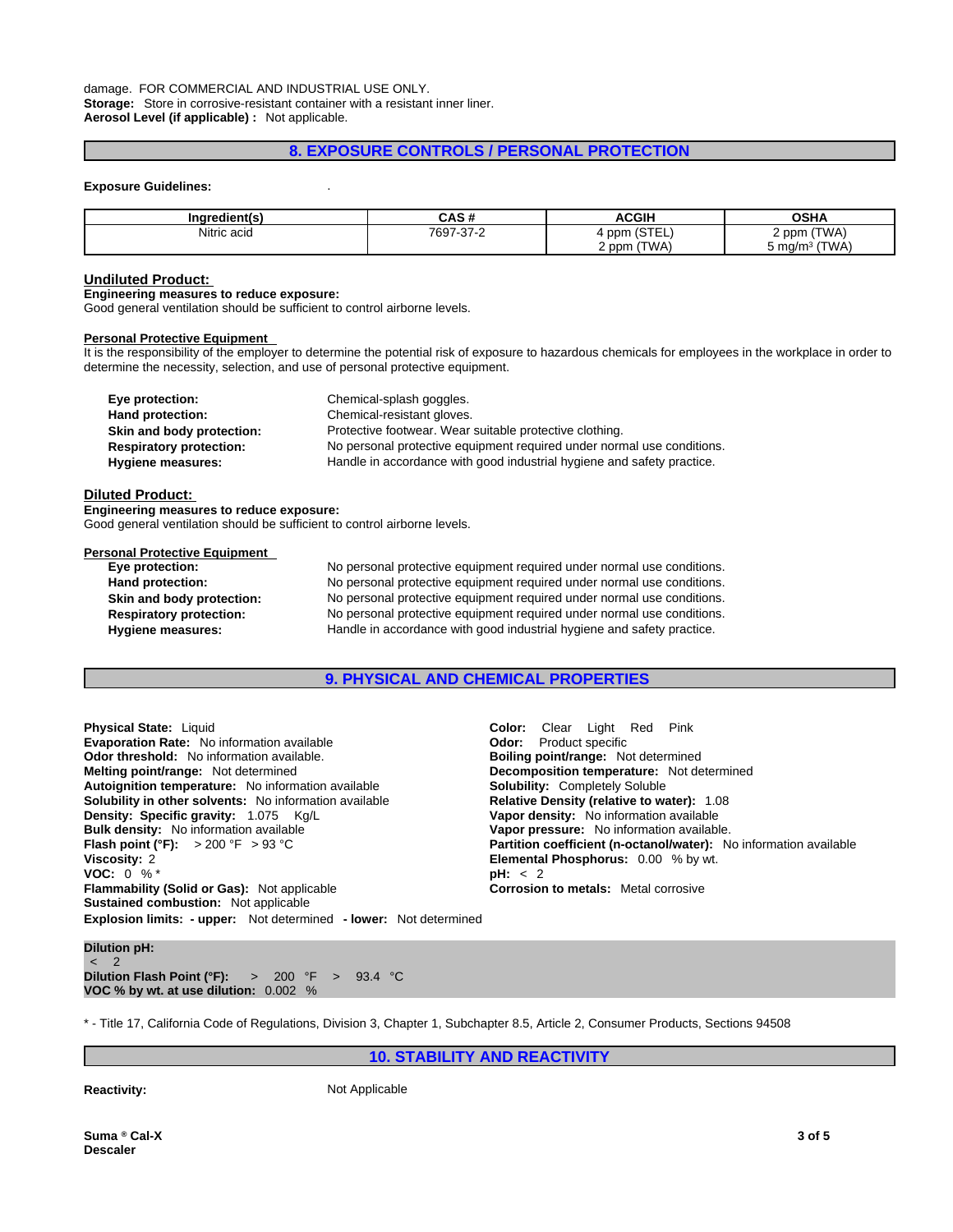damage. FOR COMMERCIAL AND INDUSTRIAL USE ONLY.
**Storage:** Store in corrosive-resistant container with a resistant inner liner.
**Aerosol Level (if applicable) :** Not applicable.

## 8. EXPOSURE CONTROLS / PERSONAL PROTECTION

**Exposure Guidelines:** .

| Ingredient(s) | CAS # | ACGIH | OSHA |
|---|---|---|---|
| Nitric acid | 7697-37-2 | 4 ppm (STEL)<br>2 ppm (TWA) | 2 ppm (TWA)<br>5 mg/m³ (TWA) |

### Undiluted Product:

**Engineering measures to reduce exposure:**
Good general ventilation should be sufficient to control airborne levels.

**Personal Protective Equipment**
It is the responsibility of the employer to determine the potential risk of exposure to hazardous chemicals for employees in the workplace in order to determine the necessity, selection, and use of personal protective equipment.

**Eye protection:** Chemical-splash goggles.
**Hand protection:** Chemical-resistant gloves.
**Skin and body protection:** Protective footwear. Wear suitable protective clothing.
**Respiratory protection:** No personal protective equipment required under normal use conditions.
**Hygiene measures:** Handle in accordance with good industrial hygiene and safety practice.

### Diluted Product:

**Engineering measures to reduce exposure:**
Good general ventilation should be sufficient to control airborne levels.

**Personal Protective Equipment**
**Eye protection:** No personal protective equipment required under normal use conditions.
**Hand protection:** No personal protective equipment required under normal use conditions.
**Skin and body protection:** No personal protective equipment required under normal use conditions.
**Respiratory protection:** No personal protective equipment required under normal use conditions.
**Hygiene measures:** Handle in accordance with good industrial hygiene and safety practice.

## 9. PHYSICAL AND CHEMICAL PROPERTIES

**Physical State:** Liquid
**Evaporation Rate:** No information available
**Odor threshold:** No information available.
**Melting point/range:** Not determined
**Autoignition temperature:** No information available
**Solubility in other solvents:** No information available
**Density: Specific gravity:** 1.075 Kg/L
**Bulk density:** No information available
**Flash point (°F):** > 200 °F > 93 °C
**Viscosity:** 2
**VOC:** 0 % *
**Flammability (Solid or Gas):** Not applicable
**Sustained combustion:** Not applicable
**Explosion limits: - upper:** Not determined **- lower:** Not determined

**Color:** Clear Light Red Pink
**Odor:** Product specific
**Boiling point/range:** Not determined
**Decomposition temperature:** Not determined
**Solubility:** Completely Soluble
**Relative Density (relative to water):** 1.08
**Vapor density:** No information available
**Vapor pressure:** No information available.
**Partition coefficient (n-octanol/water):** No information available
**Elemental Phosphorus:** 0.00 % by wt.
**pH:** < 2
**Corrosion to metals:** Metal corrosive

**Dilution pH:**
< 2
**Dilution Flash Point (°F):** > 200 °F > 93.4 °C
**VOC % by wt. at use dilution:** 0.002 %

* - Title 17, California Code of Regulations, Division 3, Chapter 1, Subchapter 8.5, Article 2, Consumer Products, Sections 94508

## 10. STABILITY AND REACTIVITY

**Reactivity:** Not Applicable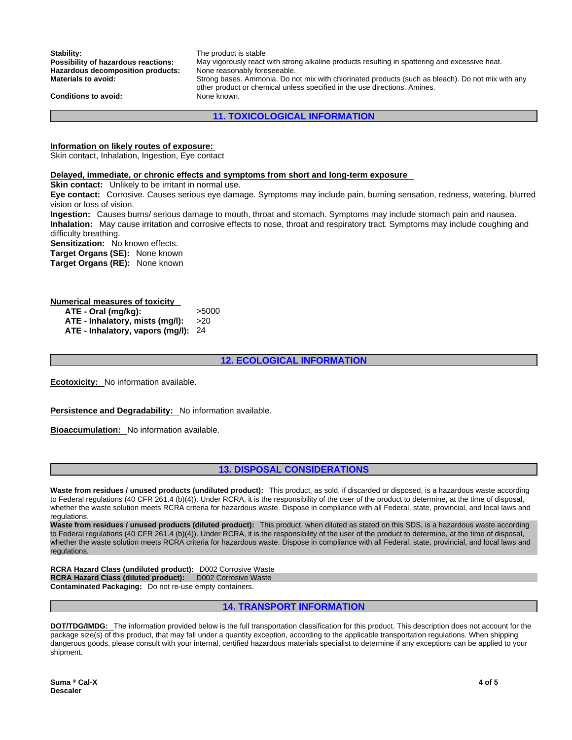**Stability:** The product is stable
**Possibility of hazardous reactions:** May vigorously react with strong alkaline products resulting in spattering and excessive heat.
**Hazardous decomposition products:** None reasonably foreseeable.
**Materials to avoid:** Strong bases. Ammonia. Do not mix with chlorinated products (such as bleach). Do not mix with any other product or chemical unless specified in the use directions. Amines.
**Conditions to avoid:** None known.

## 11. TOXICOLOGICAL INFORMATION

**Information on likely routes of exposure:**
Skin contact, Inhalation, Ingestion, Eye contact

**Delayed, immediate, or chronic effects and symptoms from short and long-term exposure**
**Skin contact:** Unlikely to be irritant in normal use.
**Eye contact:** Corrosive. Causes serious eye damage. Symptoms may include pain, burning sensation, redness, watering, blurred vision or loss of vision.
**Ingestion:** Causes burns/ serious damage to mouth, throat and stomach. Symptoms may include stomach pain and nausea.
**Inhalation:** May cause irritation and corrosive effects to nose, throat and respiratory tract. Symptoms may include coughing and difficulty breathing.
**Sensitization:** No known effects.
**Target Organs (SE):** None known
**Target Organs (RE):** None known

**Numerical measures of toxicity**

| | |
|---|---|
| **ATE - Oral (mg/kg):** | >5000 |
| **ATE - Inhalatory, mists (mg/l):** | >20 |
| **ATE - Inhalatory, vapors (mg/l):** | 24 |

## 12. ECOLOGICAL INFORMATION

**Ecotoxicity:** No information available.

**Persistence and Degradability:** No information available.

**Bioaccumulation:** No information available.

## 13. DISPOSAL CONSIDERATIONS

**Waste from residues / unused products (undiluted product):** This product, as sold, if discarded or disposed, is a hazardous waste according to Federal regulations (40 CFR 261.4 (b)(4)). Under RCRA, it is the responsibility of the user of the product to determine, at the time of disposal, whether the waste solution meets RCRA criteria for hazardous waste. Dispose in compliance with all Federal, state, provincial, and local laws and regulations.
**Waste from residues / unused products (diluted product):** This product, when diluted as stated on this SDS, is a hazardous waste according to Federal regulations (40 CFR 261.4 (b)(4)). Under RCRA, it is the responsibility of the user of the product to determine, at the time of disposal, whether the waste solution meets RCRA criteria for hazardous waste. Dispose in compliance with all Federal, state, provincial, and local laws and regulations.

**RCRA Hazard Class (undiluted product):** D002 Corrosive Waste
**RCRA Hazard Class (diluted product):** D002 Corrosive Waste
**Contaminated Packaging:** Do not re-use empty containers.

## 14. TRANSPORT INFORMATION

**DOT/TDG/IMDG:** The information provided below is the full transportation classification for this product. This description does not account for the package size(s) of this product, that may fall under a quantity exception, according to the applicable transportation regulations. When shipping dangerous goods, please consult with your internal, certified hazardous materials specialist to determine if any exceptions can be applied to your shipment.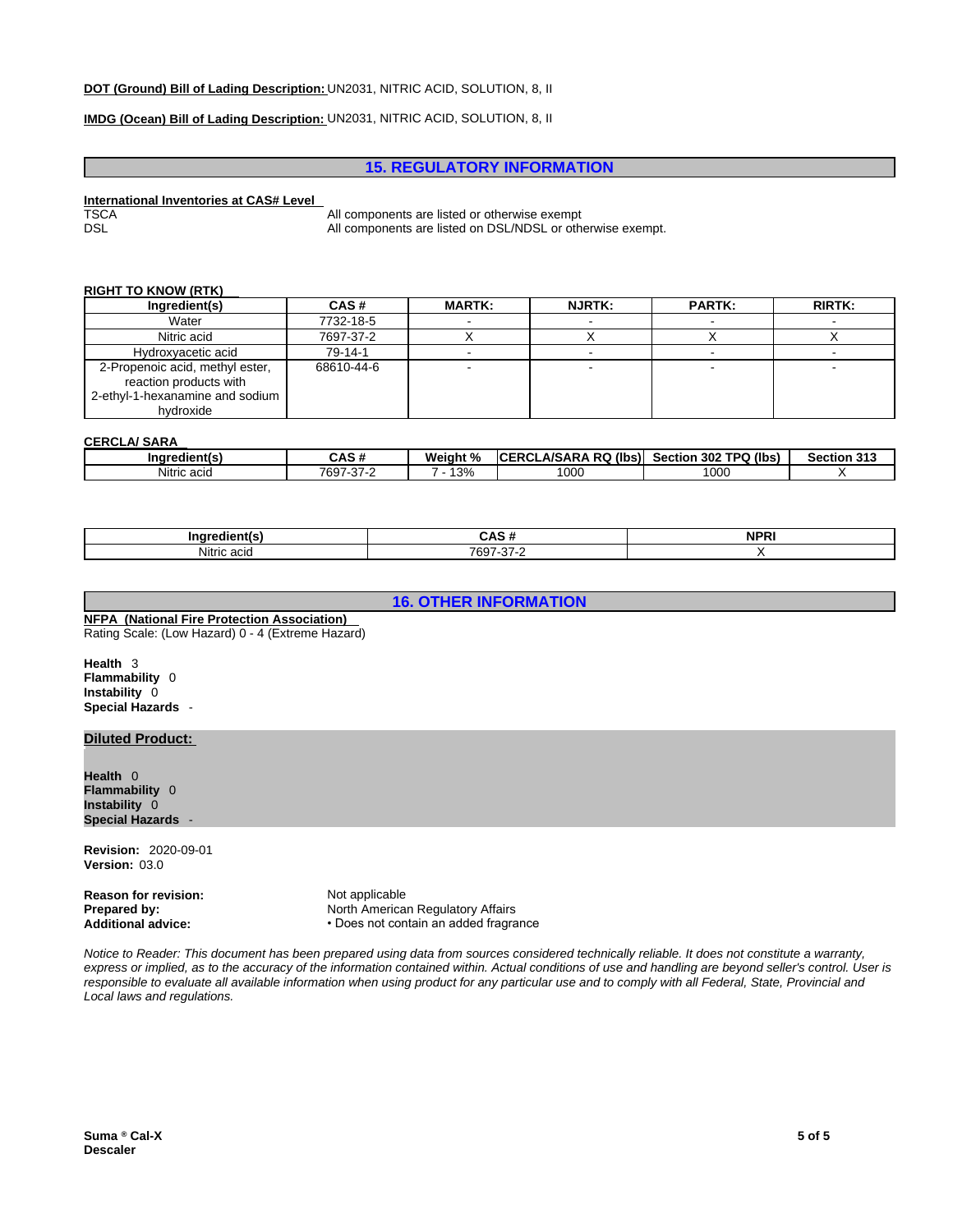**DOT (Ground) Bill of Lading Description:** UN2031, NITRIC ACID, SOLUTION, 8, II

**IMDG (Ocean) Bill of Lading Description:** UN2031, NITRIC ACID, SOLUTION, 8, II

## 15. REGULATORY INFORMATION

**International Inventories at CAS# Level**

| | |
|---|---|
| TSCA | All components are listed or otherwise exempt |
| DSL | All components are listed on DSL/NDSL or otherwise exempt. |

**RIGHT TO KNOW (RTK)**

| Ingredient(s) | CAS # | MARTK: | NJRTK: | PARTK: | RIRTK: |
|---|---|---|---|---|---|
| Water | 7732-18-5 | - | - | - | - |
| Nitric acid | 7697-37-2 | X | X | X | X |
| Hydroxyacetic acid | 79-14-1 | - | - | - | - |
| 2-Propenoic acid, methyl ester, reaction products with 2-ethyl-1-hexanamine and sodium hydroxide | 68610-44-6 | - | - | - | - |

**CERCLA/ SARA**

| Ingredient(s) | CAS # | Weight % | CERCLA/SARA RQ (lbs) | Section 302 TPQ (lbs) | Section 313 |
|---|---|---|---|---|---|
| Nitric acid | 7697-37-2 | 7 - 13% | 1000 | 1000 | X |

| Ingredient(s) | CAS # | NPRI |
|---|---|---|
| Nitric acid | 7697-37-2 | X |

## 16. OTHER INFORMATION

**NFPA (National Fire Protection Association)**
Rating Scale: (Low Hazard) 0 - 4 (Extreme Hazard)

**Health** 3
**Flammability** 0
**Instability** 0
**Special Hazards** -

**Diluted Product:**

**Health** 0
**Flammability** 0
**Instability** 0
**Special Hazards** -

**Revision:** 2020-09-01
**Version:** 03.0

| | |
|---|---|
| **Reason for revision:** | Not applicable |
| **Prepared by:** | North American Regulatory Affairs |
| **Additional advice:** | • Does not contain an added fragrance |

*Notice to Reader: This document has been prepared using data from sources considered technically reliable. It does not constitute a warranty, express or implied, as to the accuracy of the information contained within. Actual conditions of use and handling are beyond seller's control. User is responsible to evaluate all available information when using product for any particular use and to comply with all Federal, State, Provincial and Local laws and regulations.*